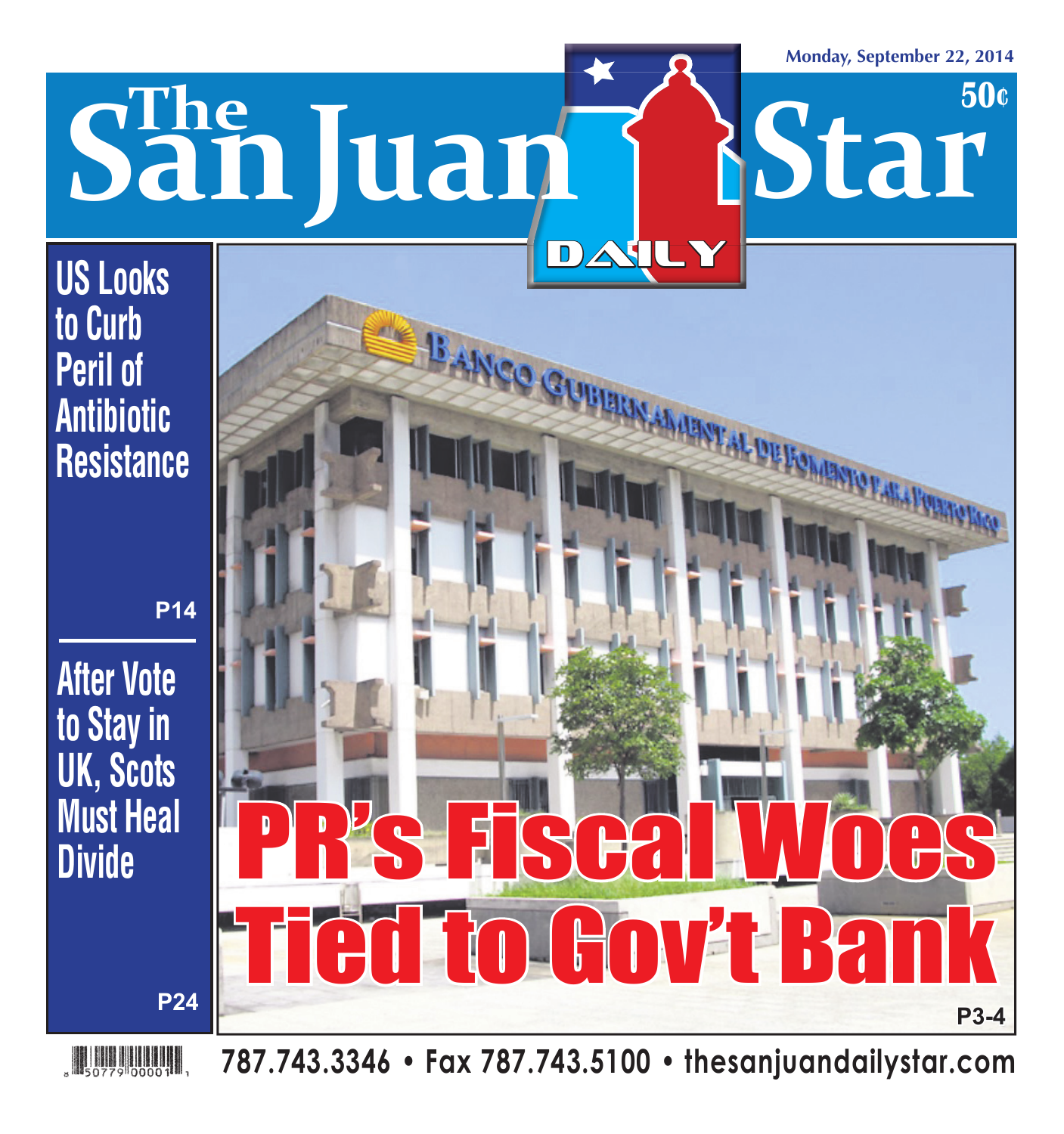Monday, September 22, 2014

50¢

# The San Juan Daily Star

## US Looks to Curb Peril of Antibiotic Resistance

P14

## After Vote to Stay in UK, Scots Must Heal Divide

P24

BANCO GUBERNAMENTAL DE FOMENTO PARA PUERTO RICO

# PR's Fiscal Woes Tied to Gov't Bank

P3-4

787.743.3346 • Fax 787.743.5100 • thesanjuandailystar.com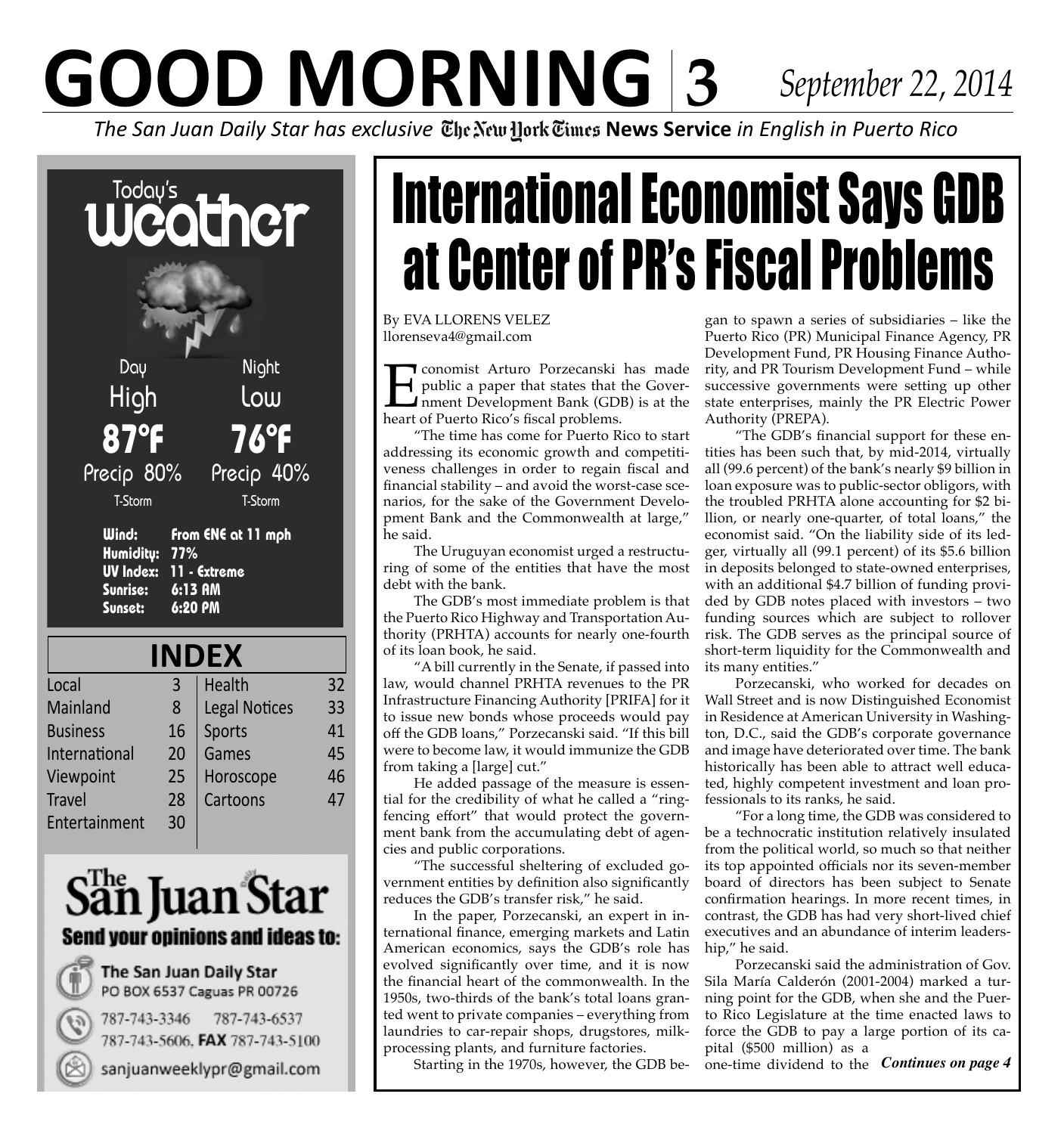# GOOD MORNING

*September 22, 2014*

*The San Juan Daily Star has exclusive* The New York Times **News Service** *in English in Puerto Rico*

## Today's weather

| Day | Night |
|---|---|
| High | Low |
| 87°F | 76°F |
| Precip 80% | Precip 40% |
| T-Storm | T-Storm |

**Wind:** From ENE at 11 mph
**Humidity:** 77%
**UV Index:** 11 - Extreme
**Sunrise:** 6:13 AM
**Sunset:** 6:20 PM

## INDEX

| Section | Page | Section | Page |
|---|---|---|---|
| Local | 3 | Health | 32 |
| Mainland | 8 | Legal Notices | 33 |
| Business | 16 | Sports | 41 |
| International | 20 | Games | 45 |
| Viewpoint | 25 | Horoscope | 46 |
| Travel | 28 | Cartoons | 47 |
| Entertainment | 30 | | |

**The San Juan Star**

**Send your opinions and ideas to:**

The San Juan Daily Star
PO BOX 6537 Caguas PR 00726

787-743-3346 787-743-6537
787-743-5606, **FAX** 787-743-5100

sanjuanweeklypr@gmail.com

# International Economist Says GDB at Center of PR's Fiscal Problems

By EVA LLORENS VELEZ
llorenseva4@gmail.com

Economist Arturo Porzecanski has made public a paper that states that the Government Development Bank (GDB) is at the heart of Puerto Rico's fiscal problems.

"The time has come for Puerto Rico to start addressing its economic growth and competitiveness challenges in order to regain fiscal and financial stability – and avoid the worst-case scenarios, for the sake of the Government Development Bank and the Commonwealth at large," he said.

The Uruguyan economist urged a restructuring of some of the entities that have the most debt with the bank.

The GDB's most immediate problem is that the Puerto Rico Highway and Transportation Authority (PRHTA) accounts for nearly one-fourth of its loan book, he said.

"A bill currently in the Senate, if passed into law, would channel PRHTA revenues to the PR Infrastructure Financing Authority [PRIFA] for it to issue new bonds whose proceeds would pay off the GDB loans," Porzecanski said. "If this bill were to become law, it would immunize the GDB from taking a [large] cut."

He added passage of the measure is essential for the credibility of what he called a "ring-fencing effort" that would protect the government bank from the accumulating debt of agencies and public corporations.

"The successful sheltering of excluded government entities by definition also significantly reduces the GDB's transfer risk," he said.

In the paper, Porzecanski, an expert in international finance, emerging markets and Latin American economics, says the GDB's role has evolved significantly over time, and it is now the financial heart of the commonwealth. In the 1950s, two-thirds of the bank's total loans granted went to private companies – everything from laundries to car-repair shops, drugstores, milk-processing plants, and furniture factories.

Starting in the 1970s, however, the GDB began to spawn a series of subsidiaries – like the Puerto Rico (PR) Municipal Finance Agency, PR Development Fund, PR Housing Finance Authority, and PR Tourism Development Fund – while successive governments were setting up other state enterprises, mainly the PR Electric Power Authority (PREPA).

"The GDB's financial support for these entities has been such that, by mid-2014, virtually all (99.6 percent) of the bank's nearly $9 billion in loan exposure was to public-sector obligors, with the troubled PRHTA alone accounting for $2 billion, or nearly one-quarter, of total loans," the economist said. "On the liability side of its ledger, virtually all (99.1 percent) of its $5.6 billion in deposits belonged to state-owned enterprises, with an additional $4.7 billion of funding provided by GDB notes placed with investors – two funding sources which are subject to rollover risk. The GDB serves as the principal source of short-term liquidity for the Commonwealth and its many entities."

Porzecanski, who worked for decades on Wall Street and is now Distinguished Economist in Residence at American University in Washington, D.C., said the GDB's corporate governance and image have deteriorated over time. The bank historically has been able to attract well educated, highly competent investment and loan professionals to its ranks, he said.

"For a long time, the GDB was considered to be a technocratic institution relatively insulated from the political world, so much so that neither its top appointed officials nor its seven-member board of directors has been subject to Senate confirmation hearings. In more recent times, in contrast, the GDB has had very short-lived chief executives and an abundance of interim leadership," he said.

Porzecanski said the administration of Gov. Sila María Calderón (2001-2004) marked a turning point for the GDB, when she and the Puerto Rico Legislature at the time enacted laws to force the GDB to pay a large portion of its capital ($500 million) as a one-time dividend to the *Continues on page 4*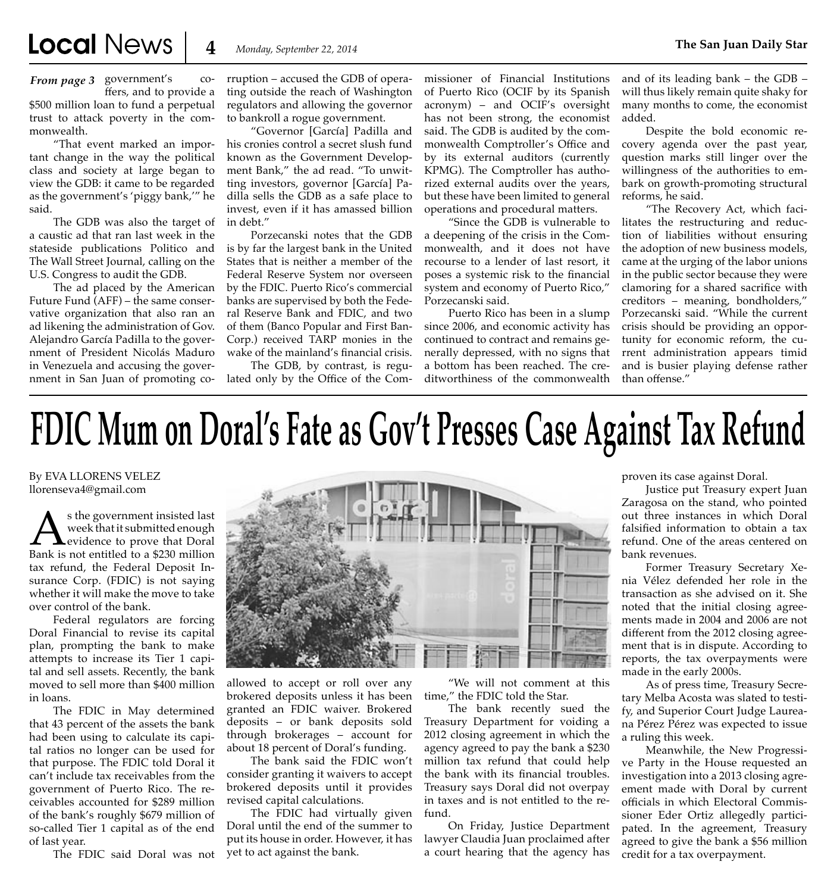*From page 3* government's coffers, and to provide a $500 million loan to fund a perpetual trust to attack poverty in the commonwealth.

"That event marked an important change in the way the political class and society at large began to view the GDB: it came to be regarded as the government's 'piggy bank,'" he said.

The GDB was also the target of a caustic ad that ran last week in the stateside publications Politico and The Wall Street Journal, calling on the U.S. Congress to audit the GDB.

The ad placed by the American Future Fund (AFF) – the same conservative organization that also ran an ad likening the administration of Gov. Alejandro García Padilla to the government of President Nicolás Maduro in Venezuela and accusing the government in San Juan of promoting corruption – accused the GDB of operating outside the reach of Washington regulators and allowing the governor to bankroll a rogue government.

"Governor [García] Padilla and his cronies control a secret slush fund known as the Government Development Bank," the ad read. "To unwitting investors, governor [García] Padilla sells the GDB as a safe place to invest, even if it has amassed billion in debt."

Porzecanski notes that the GDB is by far the largest bank in the United States that is neither a member of the Federal Reserve System nor overseen by the FDIC. Puerto Rico's commercial banks are supervised by both the Federal Reserve Bank and FDIC, and two of them (Banco Popular and First BanCorp.) received TARP monies in the wake of the mainland's financial crisis.

The GDB, by contrast, is regulated only by the Office of the Commissioner of Financial Institutions of Puerto Rico (OCIF by its Spanish acronym) – and OCIF's oversight has not been strong, the economist said. The GDB is audited by the commonwealth Comptroller's Office and by its external auditors (currently KPMG). The Comptroller has authorized external audits over the years, but these have been limited to general operations and procedural matters.

"Since the GDB is vulnerable to a deepening of the crisis in the Commonwealth, and it does not have recourse to a lender of last resort, it poses a systemic risk to the financial system and economy of Puerto Rico," Porzecanski said.

Puerto Rico has been in a slump since 2006, and economic activity has continued to contract and remains generally depressed, with no signs that a bottom has been reached. The creditworthiness of the commonwealth and of its leading bank – the GDB – will thus likely remain quite shaky for many months to come, the economist added.

Despite the bold economic recovery agenda over the past year, question marks still linger over the willingness of the authorities to embark on growth-promoting structural reforms, he said.

"The Recovery Act, which facilitates the restructuring and reduction of liabilities without ensuring the adoption of new business models, came at the urging of the labor unions in the public sector because they were clamoring for a shared sacrifice with creditors – meaning, bondholders," Porzecanski said. "While the current crisis should be providing an opportunity for economic reform, the current administration appears timid and is busier playing defense rather than offense."

# FDIC Mum on Doral's Fate as Gov't Presses Case Against Tax Refund

By EVA LLORENS VELEZ
llorenseva4@gmail.com

As the government insisted last week that it submitted enough evidence to prove that Doral Bank is not entitled to a $230 million tax refund, the Federal Deposit Insurance Corp. (FDIC) is not saying whether it will make the move to take over control of the bank.

Federal regulators are forcing Doral Financial to revise its capital plan, prompting the bank to make attempts to increase its Tier 1 capital and sell assets. Recently, the bank moved to sell more than $400 million in loans.

The FDIC in May determined that 43 percent of the assets the bank had been using to calculate its capital ratios no longer can be used for that purpose. The FDIC told Doral it can't include tax receivables from the government of Puerto Rico. The receivables accounted for $289 million of the bank's roughly $679 million of so-called Tier 1 capital as of the end of last year.

The FDIC said Doral was not allowed to accept or roll over any brokered deposits unless it has been granted an FDIC waiver. Brokered deposits – or bank deposits sold through brokerages – account for about 18 percent of Doral's funding.

The bank said the FDIC won't consider granting it waivers to accept brokered deposits until it provides revised capital calculations.

The FDIC had virtually given Doral until the end of the summer to put its house in order. However, it has yet to act against the bank.

"We will not comment at this time," the FDIC told the Star.

The bank recently sued the Treasury Department for voiding a 2012 closing agreement in which the agency agreed to pay the bank a $230 million tax refund that could help the bank with its financial troubles. Treasury says Doral did not overpay in taxes and is not entitled to the refund.

On Friday, Justice Department lawyer Claudia Juan proclaimed after a court hearing that the agency has proven its case against Doral.

Justice put Treasury expert Juan Zaragosa on the stand, who pointed out three instances in which Doral falsified information to obtain a tax refund. One of the areas centered on bank revenues.

Former Treasury Secretary Xenia Vélez defended her role in the transaction as she advised on it. She noted that the initial closing agreements made in 2004 and 2006 are not different from the 2012 closing agreement that is in dispute. According to reports, the tax overpayments were made in the early 2000s.

As of press time, Treasury Secretary Melba Acosta was slated to testify, and Superior Court Judge Laureana Pérez Pérez was expected to issue a ruling this week.

Meanwhile, the New Progressive Party in the House requested an investigation into a 2013 closing agreement made with Doral by current officials in which Electoral Commissioner Eder Ortiz allegedly participated. In the agreement, Treasury agreed to give the bank a $56 million credit for a tax overpayment.